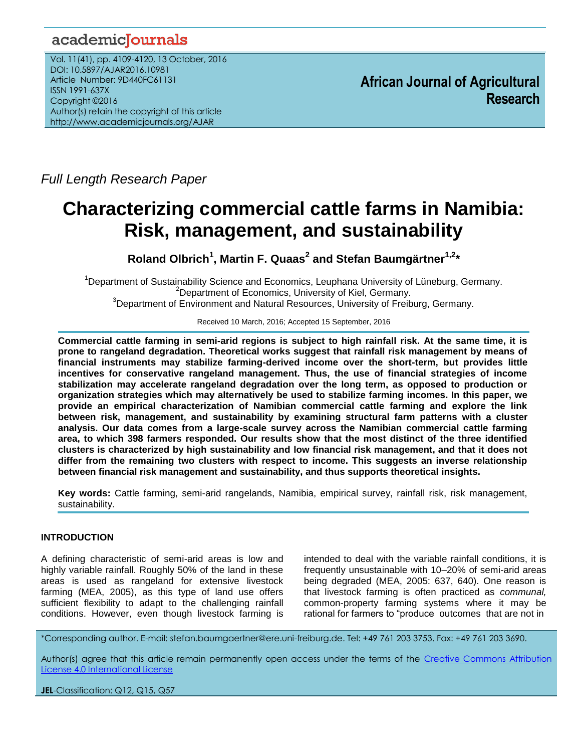Full Length Research Paper

# Characterizing commercial cattle farms in Namibia: Risk, management, and sustainability

**Roland Olbrich[1], Martin F. Quaas[2] and Stefan Baumgärtner[1,2]***

[1]Department of Sustainability Science and Economics, Leuphana University of Lüneburg, Germany.
[2]Department of Economics, University of Kiel, Germany.
[3]Department of Environment and Natural Resources, University of Freiburg, Germany.

Received 10 March, 2016; Accepted 15 September, 2016

**Commercial cattle farming in semi-arid regions is subject to high rainfall risk. At the same time, it is prone to rangeland degradation. Theoretical works suggest that rainfall risk management by means of financial instruments may stabilize farming-derived income over the short-term, but provides little incentives for conservative rangeland management. Thus, the use of financial strategies of income stabilization may accelerate rangeland degradation over the long term, as opposed to production or organization strategies which may alternatively be used to stabilize farming incomes. In this paper, we provide an empirical characterization of Namibian commercial cattle farming and explore the link between risk, management, and sustainability by examining structural farm patterns with a cluster analysis. Our data comes from a large-scale survey across the Namibian commercial cattle farming area, to which 398 farmers responded. Our results show that the most distinct of the three identified clusters is characterized by high sustainability and low financial risk management, and that it does not differ from the remaining two clusters with respect to income. This suggests an inverse relationship between financial risk management and sustainability, and thus supports theoretical insights.**

**Key words:** Cattle farming, semi-arid rangelands, Namibia, empirical survey, rainfall risk, risk management, sustainability.

## INTRODUCTION

A defining characteristic of semi-arid areas is low and highly variable rainfall. Roughly 50% of the land in these areas is used as rangeland for extensive livestock farming (MEA, 2005), as this type of land use offers sufficient flexibility to adapt to the challenging rainfall conditions. However, even though livestock farming is intended to deal with the variable rainfall conditions, it is frequently unsustainable with 10–20% of semi-arid areas being degraded (MEA, 2005: 637, 640). One reason is that livestock farming is often practiced as *communal,* common-property farming systems where it may be rational for farmers to "produce outcomes that are not in

*Corresponding author. E-mail: stefan.baumgaertner@ere.uni-freiburg.de. Tel: +49 761 203 3753. Fax: +49 761 203 3690.

Author(s) agree that this article remain permanently open access under the terms of the Creative Commons Attribution License 4.0 International License

**JEL**-Classification: Q12, Q15, Q57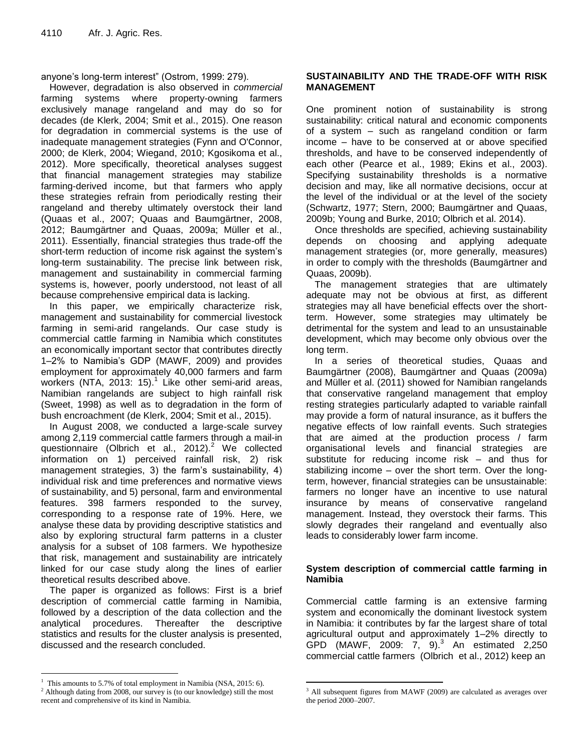anyone's long-term interest" (Ostrom, 1999: 279).

However, degradation is also observed in *commercial* farming systems where property-owning farmers exclusively manage rangeland and may do so for decades (de Klerk, 2004; Smit et al., 2015). One reason for degradation in commercial systems is the use of inadequate management strategies (Fynn and O'Connor, 2000; de Klerk, 2004; Wiegand, 2010; Kgosikoma et al., 2012). More specifically, theoretical analyses suggest that financial management strategies may stabilize farming-derived income, but that farmers who apply these strategies refrain from periodically resting their rangeland and thereby ultimately overstock their land (Quaas et al., 2007; Quaas and Baumgärtner, 2008, 2012; Baumgärtner and Quaas, 2009a; Müller et al., 2011). Essentially, financial strategies thus trade-off the short-term reduction of income risk against the system's long-term sustainability. The precise link between risk, management and sustainability in commercial farming systems is, however, poorly understood, not least of all because comprehensive empirical data is lacking.

In this paper, we empirically characterize risk, management and sustainability for commercial livestock farming in semi-arid rangelands. Our case study is commercial cattle farming in Namibia which constitutes an economically important sector that contributes directly 1–2% to Namibia's GDP (MAWF, 2009) and provides employment for approximately 40,000 farmers and farm workers (NTA, 2013: 15).[1] Like other semi-arid areas, Namibian rangelands are subject to high rainfall risk (Sweet, 1998) as well as to degradation in the form of bush encroachment (de Klerk, 2004; Smit et al., 2015).

In August 2008, we conducted a large-scale survey among 2,119 commercial cattle farmers through a mail-in questionnaire (Olbrich et al., 2012).[2] We collected information on 1) perceived rainfall risk, 2) risk management strategies, 3) the farm's sustainability, 4) individual risk and time preferences and normative views of sustainability, and 5) personal, farm and environmental features. 398 farmers responded to the survey, corresponding to a response rate of 19%. Here, we analyse these data by providing descriptive statistics and also by exploring structural farm patterns in a cluster analysis for a subset of 108 farmers. We hypothesize that risk, management and sustainability are intricately linked for our case study along the lines of earlier theoretical results described above.

The paper is organized as follows: First is a brief description of commercial cattle farming in Namibia, followed by a description of the data collection and the analytical procedures. Thereafter the descriptive statistics and results for the cluster analysis is presented, discussed and the research concluded.

## SUSTAINABILITY AND THE TRADE-OFF WITH RISK MANAGEMENT

One prominent notion of sustainability is strong sustainability: critical natural and economic components of a system – such as rangeland condition or farm income – have to be conserved at or above specified thresholds, and have to be conserved independently of each other (Pearce et al., 1989; Ekins et al., 2003). Specifying sustainability thresholds is a normative decision and may, like all normative decisions, occur at the level of the individual or at the level of the society (Schwartz, 1977; Stern, 2000; Baumgärtner and Quaas, 2009b; Young and Burke, 2010; Olbrich et al. 2014).

Once thresholds are specified, achieving sustainability depends on choosing and applying adequate management strategies (or, more generally, measures) in order to comply with the thresholds (Baumgärtner and Quaas, 2009b).

The management strategies that are ultimately adequate may not be obvious at first, as different strategies may all have beneficial effects over the short-term. However, some strategies may ultimately be detrimental for the system and lead to an unsustainable development, which may become only obvious over the long term.

In a series of theoretical studies, Quaas and Baumgärtner (2008), Baumgärtner and Quaas (2009a) and Müller et al. (2011) showed for Namibian rangelands that conservative rangeland management that employ resting strategies particularly adapted to variable rainfall may provide a form of natural insurance, as it buffers the negative effects of low rainfall events. Such strategies that are aimed at the production process / farm organisational levels and financial strategies are substitute for reducing income risk – and thus for stabilizing income – over the short term. Over the long-term, however, financial strategies can be unsustainable: farmers no longer have an incentive to use natural insurance by means of conservative rangeland management. Instead, they overstock their farms. This slowly degrades their rangeland and eventually also leads to considerably lower farm income.

### System description of commercial cattle farming in Namibia

Commercial cattle farming is an extensive farming system and economically the dominant livestock system in Namibia: it contributes by far the largest share of total agricultural output and approximately 1–2% directly to GPD (MAWF, 2009: 7, 9).[3] An estimated 2,250 commercial cattle farmers (Olbrich et al., 2012) keep an

---

[1] This amounts to 5.7% of total employment in Namibia (NSA, 2015: 6).

[2] Although dating from 2008, our survey is (to our knowledge) still the most recent and comprehensive of its kind in Namibia.

[3] All subsequent figures from MAWF (2009) are calculated as averages over the period 2000–2007.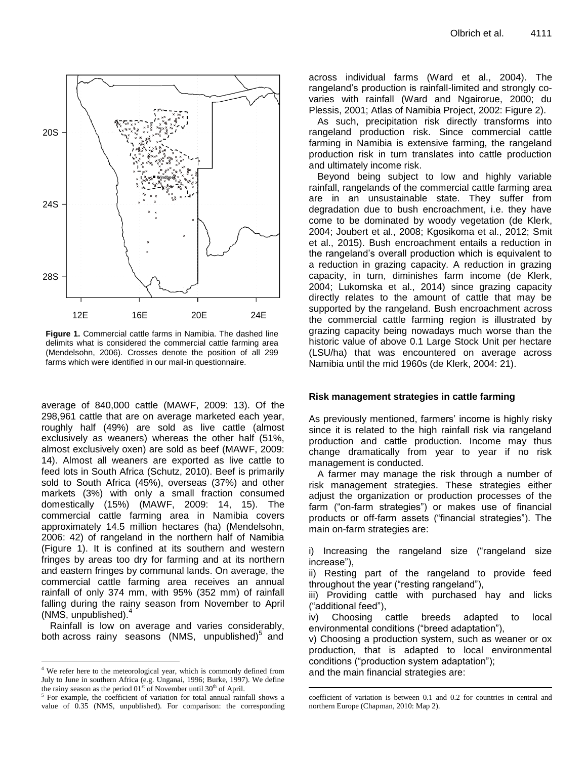**Figure 1.** Commercial cattle farms in Namibia. The dashed line delimits what is considered the commercial cattle farming area (Mendelsohn, 2006). Crosses denote the position of all 299 farms which were identified in our mail-in questionnaire.

average of 840,000 cattle (MAWF, 2009: 13). Of the 298,961 cattle that are on average marketed each year, roughly half (49%) are sold as live cattle (almost exclusively as weaners) whereas the other half (51%, almost exclusively oxen) are sold as beef (MAWF, 2009: 14). Almost all weaners are exported as live cattle to feed lots in South Africa (Schutz, 2010). Beef is primarily sold to South Africa (45%), overseas (37%) and other markets (3%) with only a small fraction consumed domestically (15%) (MAWF, 2009: 14, 15). The commercial cattle farming area in Namibia covers approximately 14.5 million hectares (ha) (Mendelsohn, 2006: 42) of rangeland in the northern half of Namibia (Figure 1). It is confined at its southern and western fringes by areas too dry for farming and at its northern and eastern fringes by communal lands. On average, the commercial cattle farming area receives an annual rainfall of only 374 mm, with 95% (352 mm) of rainfall falling during the rainy season from November to April (NMS, unpublished).[4]

Rainfall is low on average and varies considerably, both across rainy seasons (NMS, unpublished)[5] and across individual farms (Ward et al., 2004). The rangeland's production is rainfall-limited and strongly co-varies with rainfall (Ward and Ngairorue, 2000; du Plessis, 2001; Atlas of Namibia Project, 2002: Figure 2).

As such, precipitation risk directly transforms into rangeland production risk. Since commercial cattle farming in Namibia is extensive farming, the rangeland production risk in turn translates into cattle production and ultimately income risk.

Beyond being subject to low and highly variable rainfall, rangelands of the commercial cattle farming area are in an unsustainable state. They suffer from degradation due to bush encroachment, i.e. they have come to be dominated by woody vegetation (de Klerk, 2004; Joubert et al., 2008; Kgosikoma et al., 2012; Smit et al., 2015). Bush encroachment entails a reduction in the rangeland's overall production which is equivalent to a reduction in grazing capacity. A reduction in grazing capacity, in turn, diminishes farm income (de Klerk, 2004; Lukomska et al., 2014) since grazing capacity directly relates to the amount of cattle that may be supported by the rangeland. Bush encroachment across the commercial cattle farming region is illustrated by grazing capacity being nowadays much worse than the historic value of above 0.1 Large Stock Unit per hectare (LSU/ha) that was encountered on average across Namibia until the mid 1960s (de Klerk, 2004: 21).

### Risk management strategies in cattle farming

As previously mentioned, farmers' income is highly risky since it is related to the high rainfall risk via rangeland production and cattle production. Income may thus change dramatically from year to year if no risk management is conducted.

A farmer may manage the risk through a number of risk management strategies. These strategies either adjust the organization or production processes of the farm ("on-farm strategies") or makes use of financial products or off-farm assets ("financial strategies"). The main on-farm strategies are:

i) Increasing the rangeland size ("rangeland size increase"),
ii) Resting part of the rangeland to provide feed throughout the year ("resting rangeland"),
iii) Providing cattle with purchased hay and licks ("additional feed"),
iv) Choosing cattle breeds adapted to local environmental conditions ("breed adaptation"),
v) Choosing a production system, such as weaner or ox production, that is adapted to local environmental conditions ("production system adaptation");
and the main financial strategies are:

---

[4] We refer here to the meteorological year, which is commonly defined from July to June in southern Africa (e.g. Unganai, 1996; Burke, 1997). We define the rainy season as the period 01[st] of November until 30[th] of April.

[5] For example, the coefficient of variation for total annual rainfall shows a value of 0.35 (NMS, unpublished). For comparison: the corresponding coefficient of variation is between 0.1 and 0.2 for countries in central and northern Europe (Chapman, 2010: Map 2).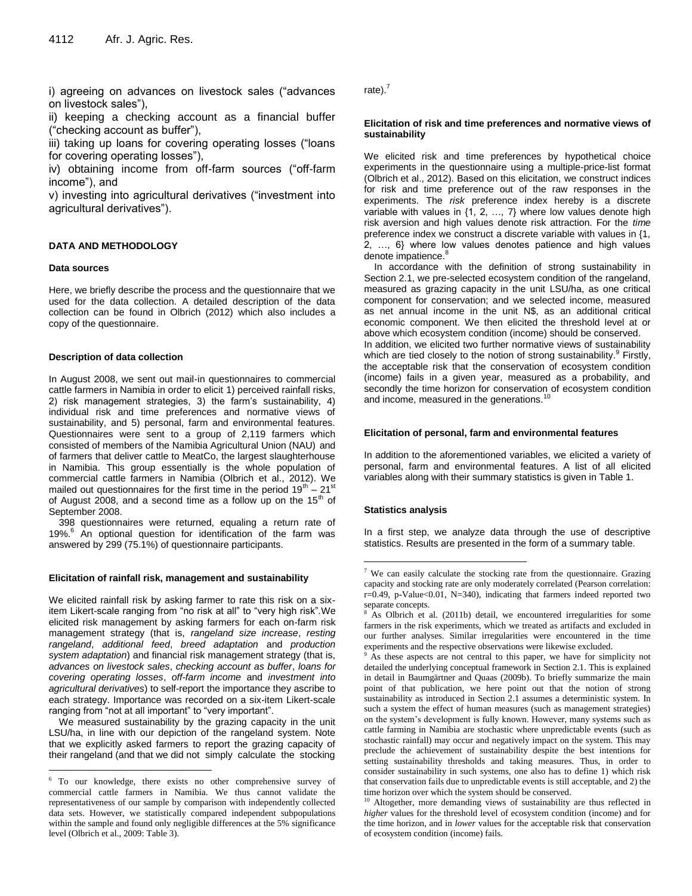i) agreeing on advances on livestock sales ("advances on livestock sales"),

ii) keeping a checking account as a financial buffer ("checking account as buffer"),

iii) taking up loans for covering operating losses ("loans for covering operating losses"),

iv) obtaining income from off-farm sources ("off-farm income"), and

v) investing into agricultural derivatives ("investment into agricultural derivatives").

## DATA AND METHODOLOGY

### Data sources

Here, we briefly describe the process and the questionnaire that we used for the data collection. A detailed description of the data collection can be found in Olbrich (2012) which also includes a copy of the questionnaire.

### Description of data collection

In August 2008, we sent out mail-in questionnaires to commercial cattle farmers in Namibia in order to elicit 1) perceived rainfall risks, 2) risk management strategies, 3) the farm's sustainability, 4) individual risk and time preferences and normative views of sustainability, and 5) personal, farm and environmental features. Questionnaires were sent to a group of 2,119 farmers which consisted of members of the Namibia Agricultural Union (NAU) and of farmers that deliver cattle to MeatCo, the largest slaughterhouse in Namibia. This group essentially is the whole population of commercial cattle farmers in Namibia (Olbrich et al., 2012). We mailed out questionnaires for the first time in the period 19th – 21st of August 2008, and a second time as a follow up on the 15th of September 2008.

398 questionnaires were returned, equaling a return rate of 19%.[6] An optional question for identification of the farm was answered by 299 (75.1%) of questionnaire participants.

### Elicitation of rainfall risk, management and sustainability

We elicited rainfall risk by asking farmer to rate this risk on a six-item Likert-scale ranging from "no risk at all" to "very high risk".We elicited risk management by asking farmers for each on-farm risk management strategy (that is, *rangeland size increase*, *resting rangeland*, *additional feed*, *breed adaptation* and *production system adaptation*) and financial risk management strategy (that is, *advances on livestock sales*, *checking account as buffer*, *loans for covering operating losses*, *off-farm income* and *investment into agricultural derivatives*) to self-report the importance they ascribe to each strategy. Importance was recorded on a six-item Likert-scale ranging from "not at all important" to "very important".

We measured sustainability by the grazing capacity in the unit LSU/ha, in line with our depiction of the rangeland system. Note that we explicitly asked farmers to report the grazing capacity of their rangeland (and that we did not simply calculate the stocking rate).[7]

### Elicitation of risk and time preferences and normative views of sustainability

We elicited risk and time preferences by hypothetical choice experiments in the questionnaire using a multiple-price-list format (Olbrich et al., 2012). Based on this elicitation, we construct indices for risk and time preference out of the raw responses in the experiments. The *risk* preference index hereby is a discrete variable with values in {1, 2, …, 7} where low values denote high risk aversion and high values denote risk attraction. For the *time* preference index we construct a discrete variable with values in {1, 2, …, 6} where low values denotes patience and high values denote impatience.[8]

In accordance with the definition of strong sustainability in Section 2.1, we pre-selected ecosystem condition of the rangeland, measured as grazing capacity in the unit LSU/ha, as one critical component for conservation; and we selected income, measured as net annual income in the unit N$, as an additional critical economic component. We then elicited the threshold level at or above which ecosystem condition (income) should be conserved.

In addition, we elicited two further normative views of sustainability which are tied closely to the notion of strong sustainability.[9] Firstly, the acceptable risk that the conservation of ecosystem condition (income) fails in a given year, measured as a probability, and secondly the time horizon for conservation of ecosystem condition and income, measured in the generations.[10]

### Elicitation of personal, farm and environmental features

In addition to the aforementioned variables, we elicited a variety of personal, farm and environmental features. A list of all elicited variables along with their summary statistics is given in Table 1.

### Statistics analysis

In a first step, we analyze data through the use of descriptive statistics. Results are presented in the form of a summary table.

---

[6] To our knowledge, there exists no other comprehensive survey of commercial cattle farmers in Namibia. We thus cannot validate the representativeness of our sample by comparison with independently collected data sets. However, we statistically compared independent subpopulations within the sample and found only negligible differences at the 5% significance level (Olbrich et al., 2009: Table 3).

[7] We can easily calculate the stocking rate from the questionnaire. Grazing capacity and stocking rate are only moderately correlated (Pearson correlation: $r=0.49$, p-Value$<0.01$, N=340), indicating that farmers indeed reported two separate concepts.

[8] As Olbrich et al. (2011b) detail, we encountered irregularities for some farmers in the risk experiments, which we treated as artifacts and excluded in our further analyses. Similar irregularities were encountered in the time experiments and the respective observations were likewise excluded.

[9] As these aspects are not central to this paper, we have for simplicity not detailed the underlying conceptual framework in Section 2.1. This is explained in detail in Baumgärtner and Quaas (2009b). To briefly summarize the main point of that publication, we here point out that the notion of strong sustainability as introduced in Section 2.1 assumes a deterministic system. In such a system the effect of human measures (such as management strategies) on the system's development is fully known. However, many systems such as cattle farming in Namibia are stochastic where unpredictable events (such as stochastic rainfall) may occur and negatively impact on the system. This may preclude the achievement of sustainability despite the best intentions for setting sustainability thresholds and taking measures. Thus, in order to consider sustainability in such systems, one also has to define 1) which risk that conservation fails due to unpredictable events is still acceptable, and 2) the time horizon over which the system should be conserved.

[10] Altogether, more demanding views of sustainability are thus reflected in *higher* values for the threshold level of ecosystem condition (income) and for the time horizon, and in *lower* values for the acceptable risk that conservation of ecosystem condition (income) fails.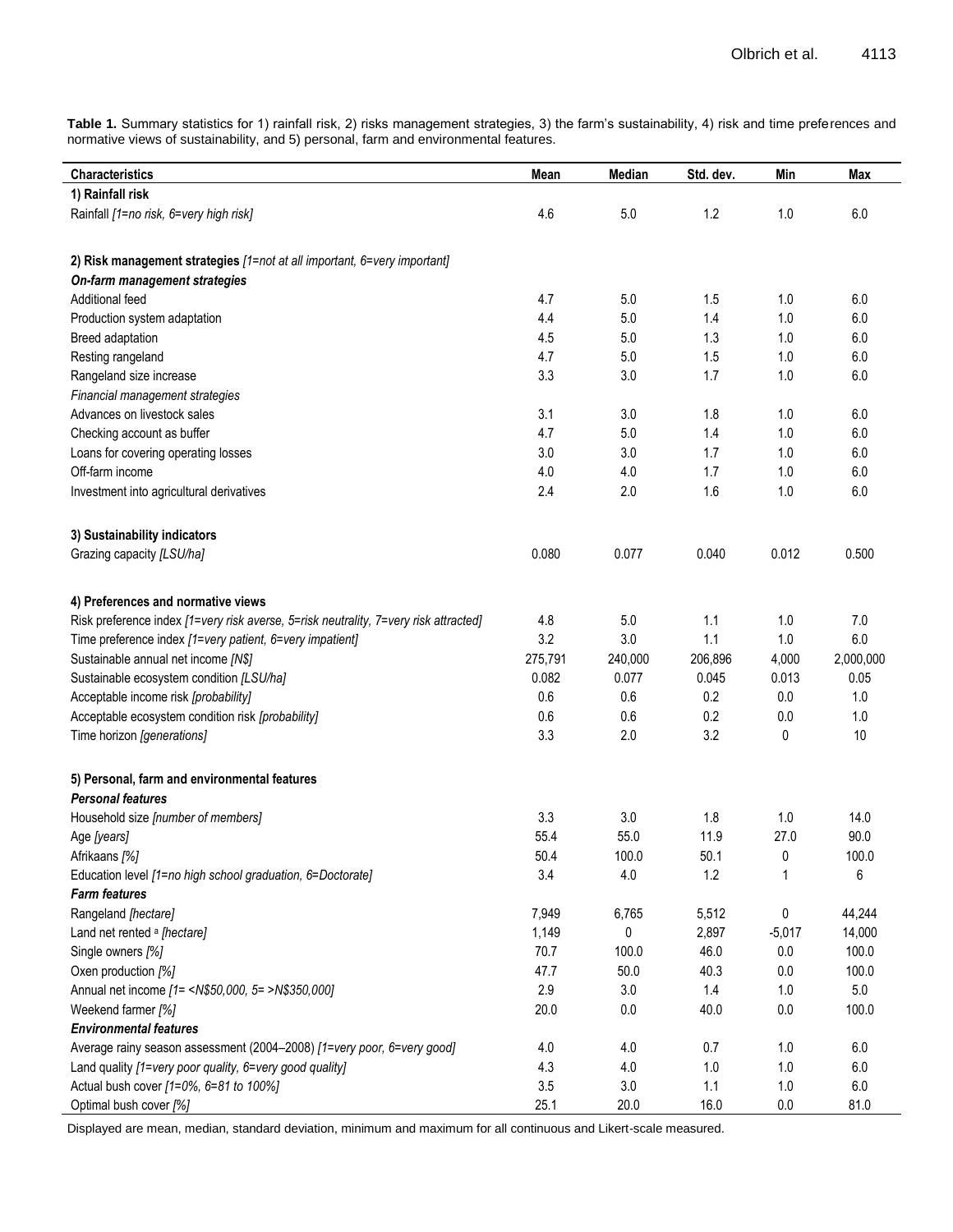**Table 1.** Summary statistics for 1) rainfall risk, 2) risks management strategies, 3) the farm's sustainability, 4) risk and time preferences and normative views of sustainability, and 5) personal, farm and environmental features.

| Characteristics | Mean | Median | Std. dev. | Min | Max |
|---|---|---|---|---|---|
| **1) Rainfall risk** | | | | | |
| Rainfall *[1=no risk, 6=very high risk]* | 4.6 | 5.0 | 1.2 | 1.0 | 6.0 |
| **2) Risk management strategies** *[1=not at all important, 6=very important]* | | | | | |
| ***On-farm management strategies*** | | | | | |
| Additional feed | 4.7 | 5.0 | 1.5 | 1.0 | 6.0 |
| Production system adaptation | 4.4 | 5.0 | 1.4 | 1.0 | 6.0 |
| Breed adaptation | 4.5 | 5.0 | 1.3 | 1.0 | 6.0 |
| Resting rangeland | 4.7 | 5.0 | 1.5 | 1.0 | 6.0 |
| Rangeland size increase | 3.3 | 3.0 | 1.7 | 1.0 | 6.0 |
| *Financial management strategies* | | | | | |
| Advances on livestock sales | 3.1 | 3.0 | 1.8 | 1.0 | 6.0 |
| Checking account as buffer | 4.7 | 5.0 | 1.4 | 1.0 | 6.0 |
| Loans for covering operating losses | 3.0 | 3.0 | 1.7 | 1.0 | 6.0 |
| Off-farm income | 4.0 | 4.0 | 1.7 | 1.0 | 6.0 |
| Investment into agricultural derivatives | 2.4 | 2.0 | 1.6 | 1.0 | 6.0 |
| **3) Sustainability indicators** | | | | | |
| Grazing capacity *[LSU/ha]* | 0.080 | 0.077 | 0.040 | 0.012 | 0.500 |
| **4) Preferences and normative views** | | | | | |
| Risk preference index *[1=very risk averse, 5=risk neutrality, 7=very risk attracted]* | 4.8 | 5.0 | 1.1 | 1.0 | 7.0 |
| Time preference index *[1=very patient, 6=very impatient]* | 3.2 | 3.0 | 1.1 | 1.0 | 6.0 |
| Sustainable annual net income *[N$]* | 275,791 | 240,000 | 206,896 | 4,000 | 2,000,000 |
| Sustainable ecosystem condition *[LSU/ha]* | 0.082 | 0.077 | 0.045 | 0.013 | 0.05 |
| Acceptable income risk *[probability]* | 0.6 | 0.6 | 0.2 | 0.0 | 1.0 |
| Acceptable ecosystem condition risk *[probability]* | 0.6 | 0.6 | 0.2 | 0.0 | 1.0 |
| Time horizon *[generations]* | 3.3 | 2.0 | 3.2 | 0 | 10 |
| **5) Personal, farm and environmental features** | | | | | |
| ***Personal features*** | | | | | |
| Household size *[number of members]* | 3.3 | 3.0 | 1.8 | 1.0 | 14.0 |
| Age *[years]* | 55.4 | 55.0 | 11.9 | 27.0 | 90.0 |
| Afrikaans *[%]* | 50.4 | 100.0 | 50.1 | 0 | 100.0 |
| Education level *[1=no high school graduation, 6=Doctorate]* | 3.4 | 4.0 | 1.2 | 1 | 6 |
| ***Farm features*** | | | | | |
| Rangeland *[hectare]* | 7,949 | 6,765 | 5,512 | 0 | 44,244 |
| Land net rented [a] *[hectare]* | 1,149 | 0 | 2,897 | -5,017 | 14,000 |
| Single owners *[%]* | 70.7 | 100.0 | 46.0 | 0.0 | 100.0 |
| Oxen production *[%]* | 47.7 | 50.0 | 40.3 | 0.0 | 100.0 |
| Annual net income *[1= <N$50,000, 5= >N$350,000]* | 2.9 | 3.0 | 1.4 | 1.0 | 5.0 |
| Weekend farmer *[%]* | 20.0 | 0.0 | 40.0 | 0.0 | 100.0 |
| ***Environmental features*** | | | | | |
| Average rainy season assessment (2004–2008) *[1=very poor, 6=very good]* | 4.0 | 4.0 | 0.7 | 1.0 | 6.0 |
| Land quality *[1=very poor quality, 6=very good quality]* | 4.3 | 4.0 | 1.0 | 1.0 | 6.0 |
| Actual bush cover *[1=0%, 6=81 to 100%]* | 3.5 | 3.0 | 1.1 | 1.0 | 6.0 |
| Optimal bush cover *[%]* | 25.1 | 20.0 | 16.0 | 0.0 | 81.0 |

Displayed are mean, median, standard deviation, minimum and maximum for all continuous and Likert-scale measured.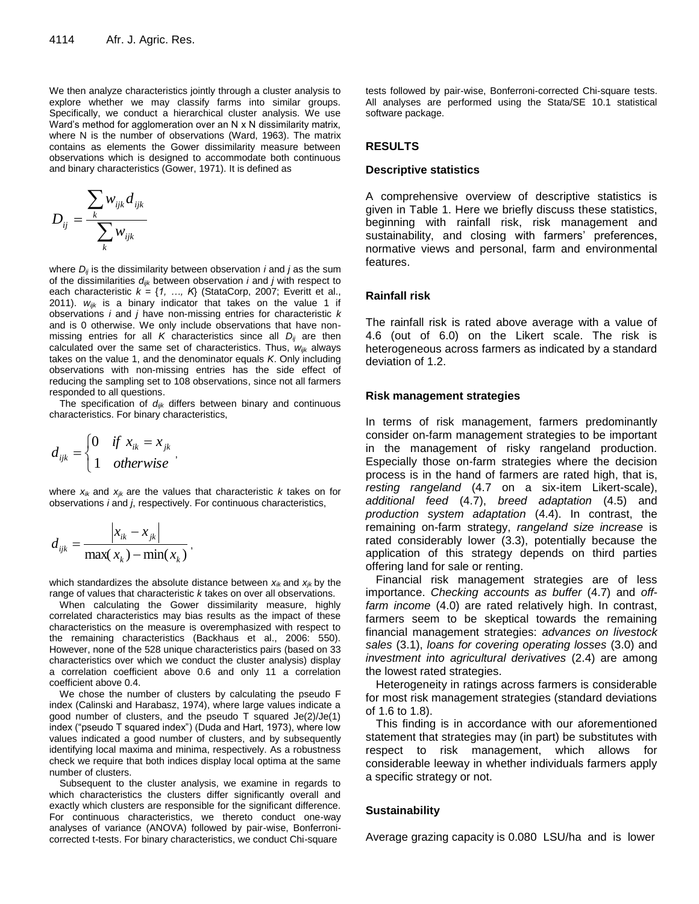We then analyze characteristics jointly through a cluster analysis to explore whether we may classify farms into similar groups. Specifically, we conduct a hierarchical cluster analysis. We use Ward's method for agglomeration over an N x N dissimilarity matrix, where N is the number of observations (Ward, 1963). The matrix contains as elements the Gower dissimilarity measure between observations which is designed to accommodate both continuous and binary characteristics (Gower, 1971). It is defined as

$$D_{ij} = \frac{\sum_k w_{ijk} d_{ijk}}{\sum_k w_{ijk}}$$

where $D_{ij}$ is the dissimilarity between observation $i$ and $j$ as the sum of the dissimilarities $d_{ijk}$ between observation $i$ and $j$ with respect to each characteristic $k = \{1, \ldots, K\}$ (StataCorp, 2007; Everitt et al., 2011). $w_{ijk}$ is a binary indicator that takes on the value 1 if observations $i$ and $j$ have non-missing entries for characteristic $k$ and is 0 otherwise. We only include observations that have non-missing entries for all $K$ characteristics since all $D_{ij}$ are then calculated over the same set of characteristics. Thus, $w_{ijk}$ always takes on the value 1, and the denominator equals $K$. Only including observations with non-missing entries has the side effect of reducing the sampling set to 108 observations, since not all farmers responded to all questions.

The specification of $d_{ijk}$ differs between binary and continuous characteristics. For binary characteristics,

$$d_{ijk} = \begin{cases} 0 & if\ x_{ik} = x_{jk} \\ 1 & otherwise \end{cases},$$

where $x_{ik}$ and $x_{jk}$ are the values that characteristic $k$ takes on for observations $i$ and $j$, respectively. For continuous characteristics,

$$d_{ijk} = \frac{\left| x_{ik} - x_{jk} \right|}{\max(x_k) - \min(x_k)},$$

which standardizes the absolute distance between $x_{ik}$ and $x_{jk}$ by the range of values that characteristic $k$ takes on over all observations.

When calculating the Gower dissimilarity measure, highly correlated characteristics may bias results as the impact of these characteristics on the measure is overemphasized with respect to the remaining characteristics (Backhaus et al., 2006: 550). However, none of the 528 unique characteristics pairs (based on 33 characteristics over which we conduct the cluster analysis) display a correlation coefficient above 0.6 and only 11 a correlation coefficient above 0.4.

We chose the number of clusters by calculating the pseudo F index (Calinski and Harabasz, 1974), where large values indicate a good number of clusters, and the pseudo T squared Je(2)/Je(1) index ("pseudo T squared index") (Duda and Hart, 1973), where low values indicated a good number of clusters, and by subsequently identifying local maxima and minima, respectively. As a robustness check we require that both indices display local optima at the same number of clusters.

Subsequent to the cluster analysis, we examine in regards to which characteristics the clusters differ significantly overall and exactly which clusters are responsible for the significant difference. For continuous characteristics, we thereto conduct one-way analyses of variance (ANOVA) followed by pair-wise, Bonferroni-corrected t-tests. For binary characteristics, we conduct Chi-square tests followed by pair-wise, Bonferroni-corrected Chi-square tests. All analyses are performed using the Stata/SE 10.1 statistical software package.

## RESULTS

### Descriptive statistics

A comprehensive overview of descriptive statistics is given in Table 1. Here we briefly discuss these statistics, beginning with rainfall risk, risk management and sustainability, and closing with farmers' preferences, normative views and personal, farm and environmental features.

### Rainfall risk

The rainfall risk is rated above average with a value of 4.6 (out of 6.0) on the Likert scale. The risk is heterogeneous across farmers as indicated by a standard deviation of 1.2.

### Risk management strategies

In terms of risk management, farmers predominantly consider on-farm management strategies to be important in the management of risky rangeland production. Especially those on-farm strategies where the decision process is in the hand of farmers are rated high, that is, *resting rangeland* (4.7 on a six-item Likert-scale), *additional feed* (4.7), *breed adaptation* (4.5) and *production system adaptation* (4.4). In contrast, the remaining on-farm strategy, *rangeland size increase* is rated considerably lower (3.3), potentially because the application of this strategy depends on third parties offering land for sale or renting.

Financial risk management strategies are of less importance. *Checking accounts as buffer* (4.7) and *off-farm income* (4.0) are rated relatively high. In contrast, farmers seem to be skeptical towards the remaining financial management strategies: *advances on livestock sales* (3.1), *loans for covering operating losses* (3.0) and *investment into agricultural derivatives* (2.4) are among the lowest rated strategies.

Heterogeneity in ratings across farmers is considerable for most risk management strategies (standard deviations of 1.6 to 1.8).

This finding is in accordance with our aforementioned statement that strategies may (in part) be substitutes with respect to risk management, which allows for considerable leeway in whether individuals farmers apply a specific strategy or not.

### Sustainability

Average grazing capacity is 0.080 LSU/ha and is lower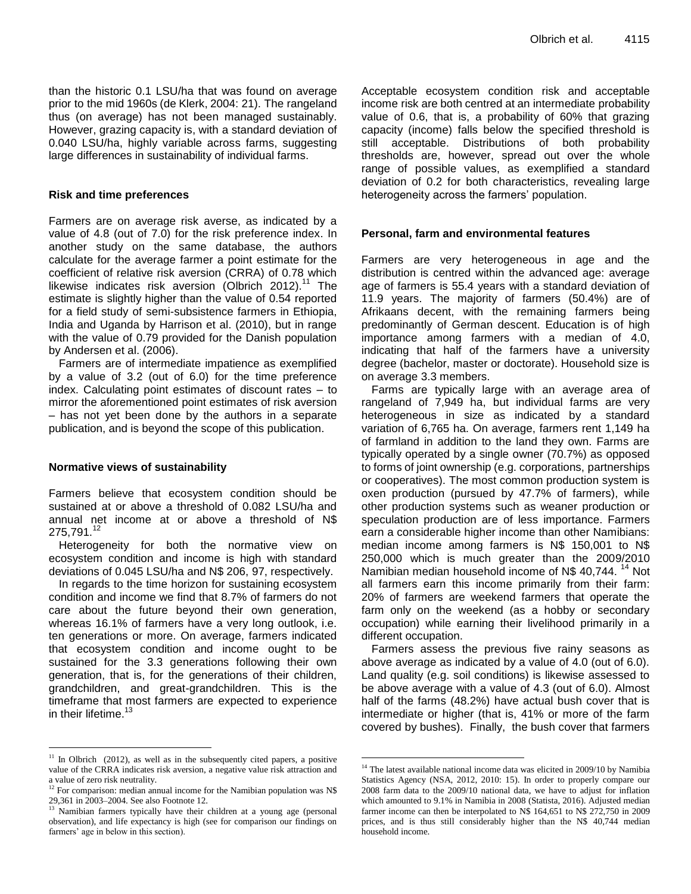than the historic 0.1 LSU/ha that was found on average prior to the mid 1960s (de Klerk, 2004: 21). The rangeland thus (on average) has not been managed sustainably. However, grazing capacity is, with a standard deviation of 0.040 LSU/ha, highly variable across farms, suggesting large differences in sustainability of individual farms.

**Risk and time preferences**

Farmers are on average risk averse, as indicated by a value of 4.8 (out of 7.0) for the risk preference index. In another study on the same database, the authors calculate for the average farmer a point estimate for the coefficient of relative risk aversion (CRRA) of 0.78 which likewise indicates risk aversion (Olbrich 2012).[11] The estimate is slightly higher than the value of 0.54 reported for a field study of semi-subsistence farmers in Ethiopia, India and Uganda by Harrison et al. (2010), but in range with the value of 0.79 provided for the Danish population by Andersen et al. (2006).

Farmers are of intermediate impatience as exemplified by a value of 3.2 (out of 6.0) for the time preference index. Calculating point estimates of discount rates – to mirror the aforementioned point estimates of risk aversion – has not yet been done by the authors in a separate publication, and is beyond the scope of this publication.

**Normative views of sustainability**

Farmers believe that ecosystem condition should be sustained at or above a threshold of 0.082 LSU/ha and annual net income at or above a threshold of N$ 275,791.[12]

Heterogeneity for both the normative view on ecosystem condition and income is high with standard deviations of 0.045 LSU/ha and N$ 206, 97, respectively.

In regards to the time horizon for sustaining ecosystem condition and income we find that 8.7% of farmers do not care about the future beyond their own generation, whereas 16.1% of farmers have a very long outlook, i.e. ten generations or more. On average, farmers indicated that ecosystem condition and income ought to be sustained for the 3.3 generations following their own generation, that is, for the generations of their children, grandchildren, and great-grandchildren. This is the timeframe that most farmers are expected to experience in their lifetime.[13]

Acceptable ecosystem condition risk and acceptable income risk are both centred at an intermediate probability value of 0.6, that is, a probability of 60% that grazing capacity (income) falls below the specified threshold is still acceptable. Distributions of both probability thresholds are, however, spread out over the whole range of possible values, as exemplified a standard deviation of 0.2 for both characteristics, revealing large heterogeneity across the farmers' population.

**Personal, farm and environmental features**

Farmers are very heterogeneous in age and the distribution is centred within the advanced age: average age of farmers is 55.4 years with a standard deviation of 11.9 years. The majority of farmers (50.4%) are of Afrikaans decent, with the remaining farmers being predominantly of German descent. Education is of high importance among farmers with a median of 4.0, indicating that half of the farmers have a university degree (bachelor, master or doctorate). Household size is on average 3.3 members.

Farms are typically large with an average area of rangeland of 7,949 ha, but individual farms are very heterogeneous in size as indicated by a standard variation of 6,765 ha. On average, farmers rent 1,149 ha of farmland in addition to the land they own. Farms are typically operated by a single owner (70.7%) as opposed to forms of joint ownership (e.g. corporations, partnerships or cooperatives). The most common production system is oxen production (pursued by 47.7% of farmers), while other production systems such as weaner production or speculation production are of less importance. Farmers earn a considerable higher income than other Namibians: median income among farmers is N$ 150,001 to N$ 250,000 which is much greater than the 2009/2010 Namibian median household income of N$ 40,744.[14] Not all farmers earn this income primarily from their farm: 20% of farmers are weekend farmers that operate the farm only on the weekend (as a hobby or secondary occupation) while earning their livelihood primarily in a different occupation.

Farmers assess the previous five rainy seasons as above average as indicated by a value of 4.0 (out of 6.0). Land quality (e.g. soil conditions) is likewise assessed to be above average with a value of 4.3 (out of 6.0). Almost half of the farms (48.2%) have actual bush cover that is intermediate or higher (that is, 41% or more of the farm covered by bushes). Finally, the bush cover that farmers

---

[11] In Olbrich (2012), as well as in the subsequently cited papers, a positive value of the CRRA indicates risk aversion, a negative value risk attraction and a value of zero risk neutrality.

[12] For comparison: median annual income for the Namibian population was N$ 29,361 in 2003–2004. See also Footnote 12.

[13] Namibian farmers typically have their children at a young age (personal observation), and life expectancy is high (see for comparison our findings on farmers' age in below in this section).

[14] The latest available national income data was elicited in 2009/10 by Namibia Statistics Agency (NSA, 2012, 2010: 15). In order to properly compare our 2008 farm data to the 2009/10 national data, we have to adjust for inflation which amounted to 9.1% in Namibia in 2008 (Statista, 2016). Adjusted median farmer income can then be interpolated to N$ 164,651 to N$ 272,750 in 2009 prices, and is thus still considerably higher than the N$ 40,744 median household income.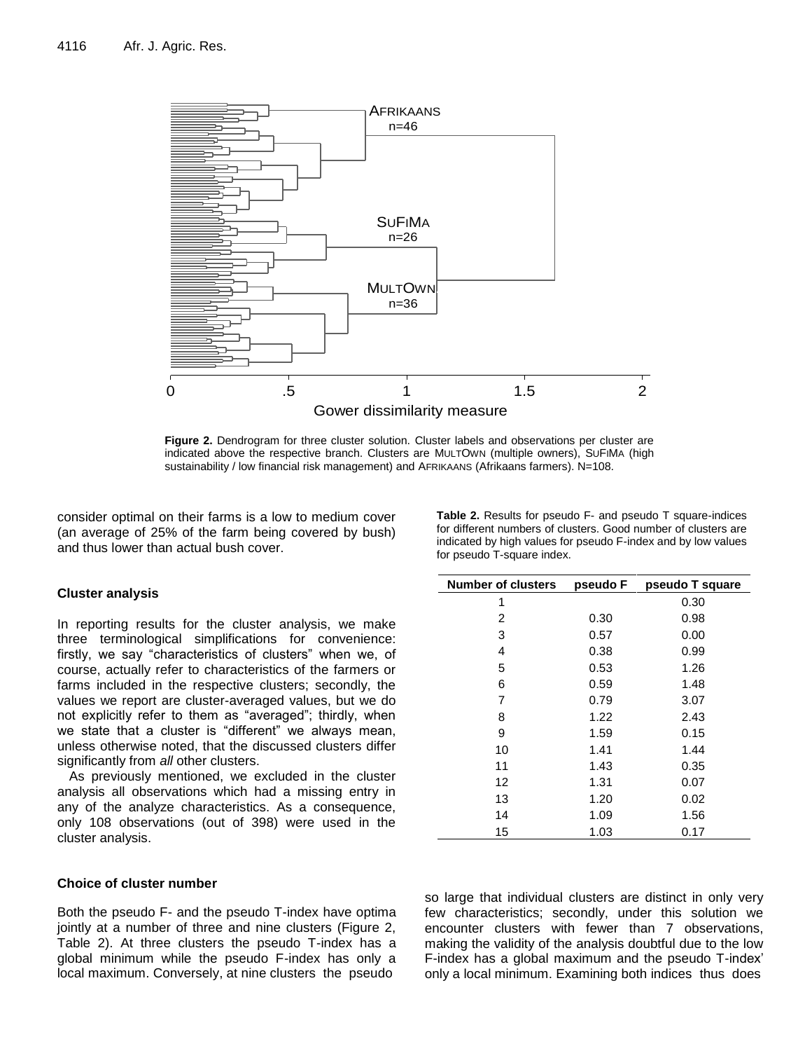**Figure 2.** Dendrogram for three cluster solution. Cluster labels and observations per cluster are indicated above the respective branch. Clusters are MULTOWN (multiple owners), SUFIMA (high sustainability / low financial risk management) and AFRIKAANS (Afrikaans farmers). N=108.

consider optimal on their farms is a low to medium cover (an average of 25% of the farm being covered by bush) and thus lower than actual bush cover.

### Cluster analysis

In reporting results for the cluster analysis, we make three terminological simplifications for convenience: firstly, we say "characteristics of clusters" when we, of course, actually refer to characteristics of the farmers or farms included in the respective clusters; secondly, the values we report are cluster-averaged values, but we do not explicitly refer to them as "averaged"; thirdly, when we state that a cluster is "different" we always mean, unless otherwise noted, that the discussed clusters differ significantly from *all* other clusters.

As previously mentioned, we excluded in the cluster analysis all observations which had a missing entry in any of the analyze characteristics. As a consequence, only 108 observations (out of 398) were used in the cluster analysis.

**Table 2.** Results for pseudo F- and pseudo T square-indices for different numbers of clusters. Good number of clusters are indicated by high values for pseudo F-index and by low values for pseudo T-square index.

| Number of clusters | pseudo F | pseudo T square |
|---|---|---|
| 1 | | 0.30 |
| 2 | 0.30 | 0.98 |
| 3 | 0.57 | 0.00 |
| 4 | 0.38 | 0.99 |
| 5 | 0.53 | 1.26 |
| 6 | 0.59 | 1.48 |
| 7 | 0.79 | 3.07 |
| 8 | 1.22 | 2.43 |
| 9 | 1.59 | 0.15 |
| 10 | 1.41 | 1.44 |
| 11 | 1.43 | 0.35 |
| 12 | 1.31 | 0.07 |
| 13 | 1.20 | 0.02 |
| 14 | 1.09 | 1.56 |
| 15 | 1.03 | 0.17 |

### Choice of cluster number

Both the pseudo F- and the pseudo T-index have optima jointly at a number of three and nine clusters (Figure 2, Table 2). At three clusters the pseudo T-index has a global minimum while the pseudo F-index has only a local maximum. Conversely, at nine clusters the pseudo F-index has a global maximum and the pseudo T-index' only a local minimum. Examining both indices thus does

so large that individual clusters are distinct in only very few characteristics; secondly, under this solution we encounter clusters with fewer than 7 observations, making the validity of the analysis doubtful due to the low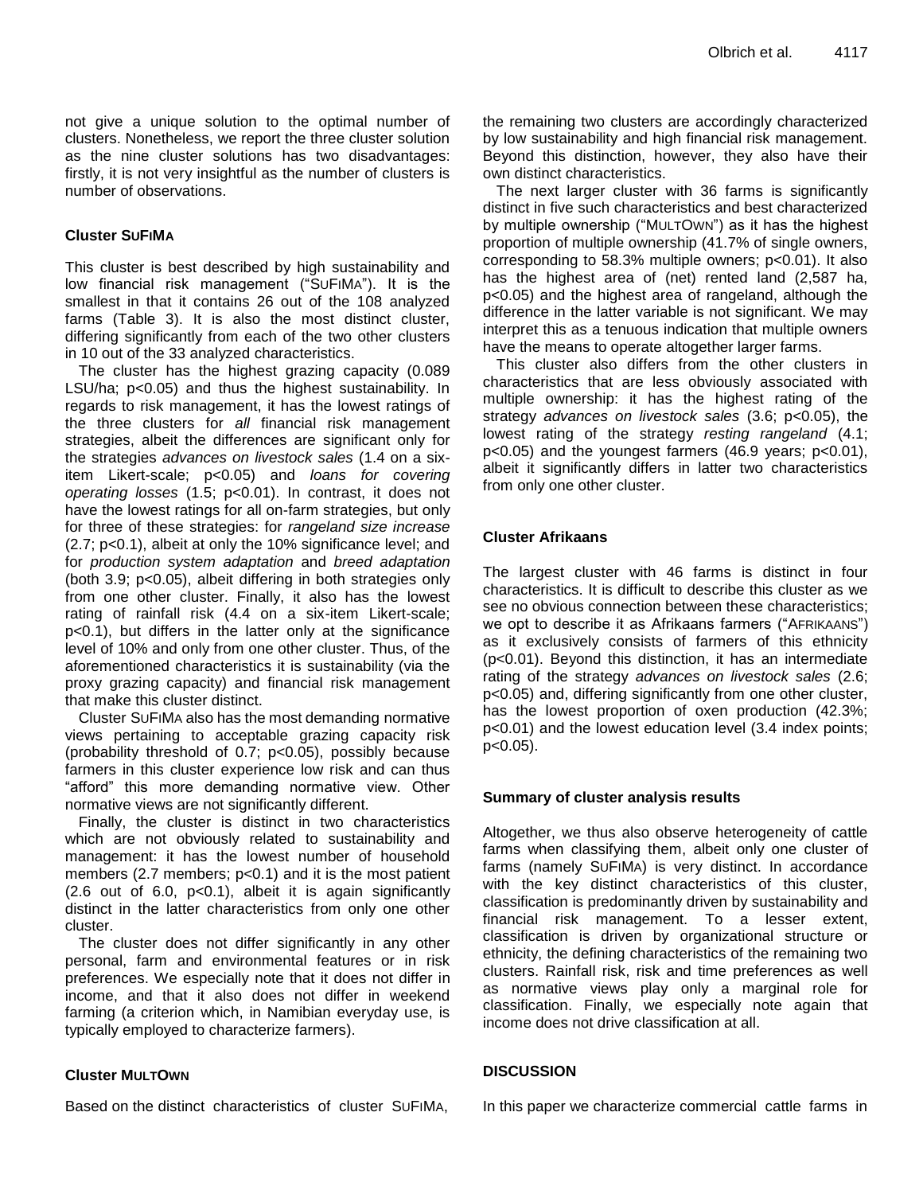not give a unique solution to the optimal number of clusters. Nonetheless, we report the three cluster solution as the nine cluster solutions has two disadvantages: firstly, it is not very insightful as the number of clusters is number of observations.

### Cluster SuFiMa

This cluster is best described by high sustainability and low financial risk management ("SuFiMa"). It is the smallest in that it contains 26 out of the 108 analyzed farms (Table 3). It is also the most distinct cluster, differing significantly from each of the two other clusters in 10 out of the 33 analyzed characteristics.

The cluster has the highest grazing capacity (0.089 LSU/ha; $p<0.05$) and thus the highest sustainability. In regards to risk management, it has the lowest ratings of the three clusters for *all* financial risk management strategies, albeit the differences are significant only for the strategies *advances on livestock sales* (1.4 on a six-item Likert-scale; $p<0.05$) and *loans for covering operating losses* (1.5; $p<0.01$). In contrast, it does not have the lowest ratings for all on-farm strategies, but only for three of these strategies: for *rangeland size increase* (2.7; $p<0.1$), albeit at only the 10% significance level; and for *production system adaptation* and *breed adaptation* (both 3.9; $p<0.05$), albeit differing in both strategies only from one other cluster. Finally, it also has the lowest rating of rainfall risk (4.4 on a six-item Likert-scale; $p<0.1$), but differs in the latter only at the significance level of 10% and only from one other cluster. Thus, of the aforementioned characteristics it is sustainability (via the proxy grazing capacity) and financial risk management that make this cluster distinct.

Cluster SuFiMa also has the most demanding normative views pertaining to acceptable grazing capacity risk (probability threshold of 0.7; $p<0.05$), possibly because farmers in this cluster experience low risk and can thus "afford" this more demanding normative view. Other normative views are not significantly different.

Finally, the cluster is distinct in two characteristics which are not obviously related to sustainability and management: it has the lowest number of household members (2.7 members; $p<0.1$) and it is the most patient (2.6 out of 6.0, $p<0.1$), albeit it is again significantly distinct in the latter characteristics from only one other cluster.

The cluster does not differ significantly in any other personal, farm and environmental features or in risk preferences. We especially note that it does not differ in income, and that it also does not differ in weekend farming (a criterion which, in Namibian everyday use, is typically employed to characterize farmers).

### Cluster MultOwn

Based on the distinct characteristics of cluster SuFiMa, the remaining two clusters are accordingly characterized by low sustainability and high financial risk management. Beyond this distinction, however, they also have their own distinct characteristics.

The next larger cluster with 36 farms is significantly distinct in five such characteristics and best characterized by multiple ownership ("MultOwn") as it has the highest proportion of multiple ownership (41.7% of single owners, corresponding to 58.3% multiple owners; $p<0.01$). It also has the highest area of (net) rented land (2,587 ha, $p<0.05$) and the highest area of rangeland, although the difference in the latter variable is not significant. We may interpret this as a tenuous indication that multiple owners have the means to operate altogether larger farms.

This cluster also differs from the other clusters in characteristics that are less obviously associated with multiple ownership: it has the highest rating of the strategy *advances on livestock sales* (3.6; $p<0.05$), the lowest rating of the strategy *resting rangeland* (4.1; $p<0.05$) and the youngest farmers (46.9 years; $p<0.01$), albeit it significantly differs in latter two characteristics from only one other cluster.

### Cluster Afrikaans

The largest cluster with 46 farms is distinct in four characteristics. It is difficult to describe this cluster as we see no obvious connection between these characteristics; we opt to describe it as Afrikaans farmers ("Afrikaans") as it exclusively consists of farmers of this ethnicity ($p<0.01$). Beyond this distinction, it has an intermediate rating of the strategy *advances on livestock sales* (2.6; $p<0.05$) and, differing significantly from one other cluster, has the lowest proportion of oxen production (42.3%; $p<0.01$) and the lowest education level (3.4 index points; $p<0.05$).

### Summary of cluster analysis results

Altogether, we thus also observe heterogeneity of cattle farms when classifying them, albeit only one cluster of farms (namely SuFiMa) is very distinct. In accordance with the key distinct characteristics of this cluster, classification is predominantly driven by sustainability and financial risk management. To a lesser extent, classification is driven by organizational structure or ethnicity, the defining characteristics of the remaining two clusters. Rainfall risk, risk and time preferences as well as normative views play only a marginal role for classification. Finally, we especially note again that income does not drive classification at all.

## DISCUSSION

In this paper we characterize commercial cattle farms in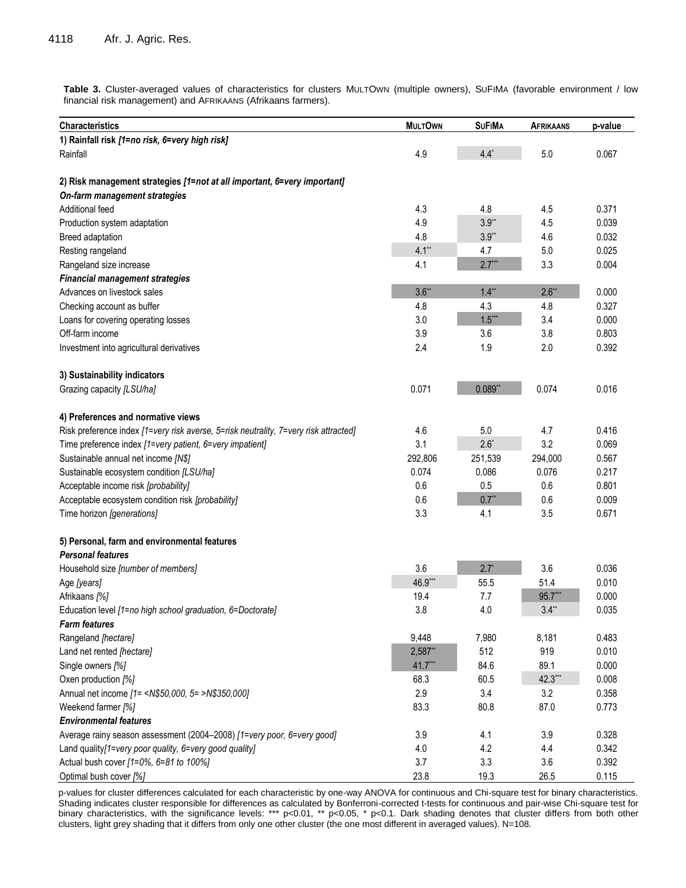**Table 3.** Cluster-averaged values of characteristics for clusters MULTOWN (multiple owners), SUFIMA (favorable environment / low financial risk management) and AFRIKAANS (Afrikaans farmers).

| Characteristics | MULTOWN | SUFIMA | AFRIKAANS | p-value |
|---|---|---|---|---|
| **1) Rainfall risk *[1=no risk, 6=very high risk]*** | | | | |
| Rainfall | 4.9 | 4.4* | 5.0 | 0.067 |
| **2) Risk management strategies *[1=not at all important, 6=very important]*** | | | | |
| ***On-farm management strategies*** | | | | |
| Additional feed | 4.3 | 4.8 | 4.5 | 0.371 |
| Production system adaptation | 4.9 | 3.9** | 4.5 | 0.039 |
| Breed adaptation | 4.8 | 3.9** | 4.6 | 0.032 |
| Resting rangeland | 4.1** | 4.7 | 5.0 | 0.025 |
| Rangeland size increase | 4.1 | 2.7*** | 3.3 | 0.004 |
| ***Financial management strategies*** | | | | |
| Advances on livestock sales | 3.6** | 1.4** | 2.6** | 0.000 |
| Checking account as buffer | 4.8 | 4.3 | 4.8 | 0.327 |
| Loans for covering operating losses | 3.0 | 1.5*** | 3.4 | 0.000 |
| Off-farm income | 3.9 | 3.6 | 3.8 | 0.803 |
| Investment into agricultural derivatives | 2.4 | 1.9 | 2.0 | 0.392 |
| **3) Sustainability indicators** | | | | |
| Grazing capacity *[LSU/ha]* | 0.071 | 0.089** | 0.074 | 0.016 |
| **4) Preferences and normative views** | | | | |
| Risk preference index *[1=very risk averse, 5=risk neutrality, 7=very risk attracted]* | 4.6 | 5.0 | 4.7 | 0.416 |
| Time preference index *[1=very patient, 6=very impatient]* | 3.1 | 2.6* | 3.2 | 0.069 |
| Sustainable annual net income *[N$]* | 292,806 | 251,539 | 294,000 | 0.567 |
| Sustainable ecosystem condition *[LSU/ha]* | 0.074 | 0.086 | 0.076 | 0.217 |
| Acceptable income risk *[probability]* | 0.6 | 0.5 | 0.6 | 0.801 |
| Acceptable ecosystem condition risk *[probability]* | 0.6 | 0.7** | 0.6 | 0.009 |
| Time horizon *[generations]* | 3.3 | 4.1 | 3.5 | 0.671 |
| **5) Personal, farm and environmental features** | | | | |
| ***Personal features*** | | | | |
| Household size *[number of members]* | 3.6 | 2.7* | 3.6 | 0.036 |
| Age *[years]* | 46.9*** | 55.5 | 51.4 | 0.010 |
| Afrikaans *[%]* | 19.4 | 7.7 | 95.7*** | 0.000 |
| Education level *[1=no high school graduation, 6=Doctorate]* | 3.8 | 4.0 | 3.4** | 0.035 |
| ***Farm features*** | | | | |
| Rangeland *[hectare]* | 9,448 | 7,980 | 8,181 | 0.483 |
| Land net rented *[hectare]* | 2,587** | 512 | 919 | 0.010 |
| Single owners *[%]* | 41.7*** | 84.6 | 89.1 | 0.000 |
| Oxen production *[%]* | 68.3 | 60.5 | 42.3*** | 0.008 |
| Annual net income *[1= <N$50,000, 5= >N$350,000]* | 2.9 | 3.4 | 3.2 | 0.358 |
| Weekend farmer *[%]* | 83.3 | 80.8 | 87.0 | 0.773 |
| ***Environmental features*** | | | | |
| Average rainy season assessment (2004–2008) *[1=very poor, 6=very good]* | 3.9 | 4.1 | 3.9 | 0.328 |
| Land quality *[1=very poor quality, 6=very good quality]* | 4.0 | 4.2 | 4.4 | 0.342 |
| Actual bush cover *[1=0%, 6=81 to 100%]* | 3.7 | 3.3 | 3.6 | 0.392 |
| Optimal bush cover *[%]* | 23.8 | 19.3 | 26.5 | 0.115 |

p-values for cluster differences calculated for each characteristic by one-way ANOVA for continuous and Chi-square test for binary characteristics. Shading indicates cluster responsible for differences as calculated by Bonferroni-corrected t-tests for continuous and pair-wise Chi-square test for binary characteristics, with the significance levels: *** p<0.01, ** p<0.05, * p<0.1. Dark shading denotes that cluster differs from both other clusters, light grey shading that it differs from only one other cluster (the one most different in averaged values). N=108.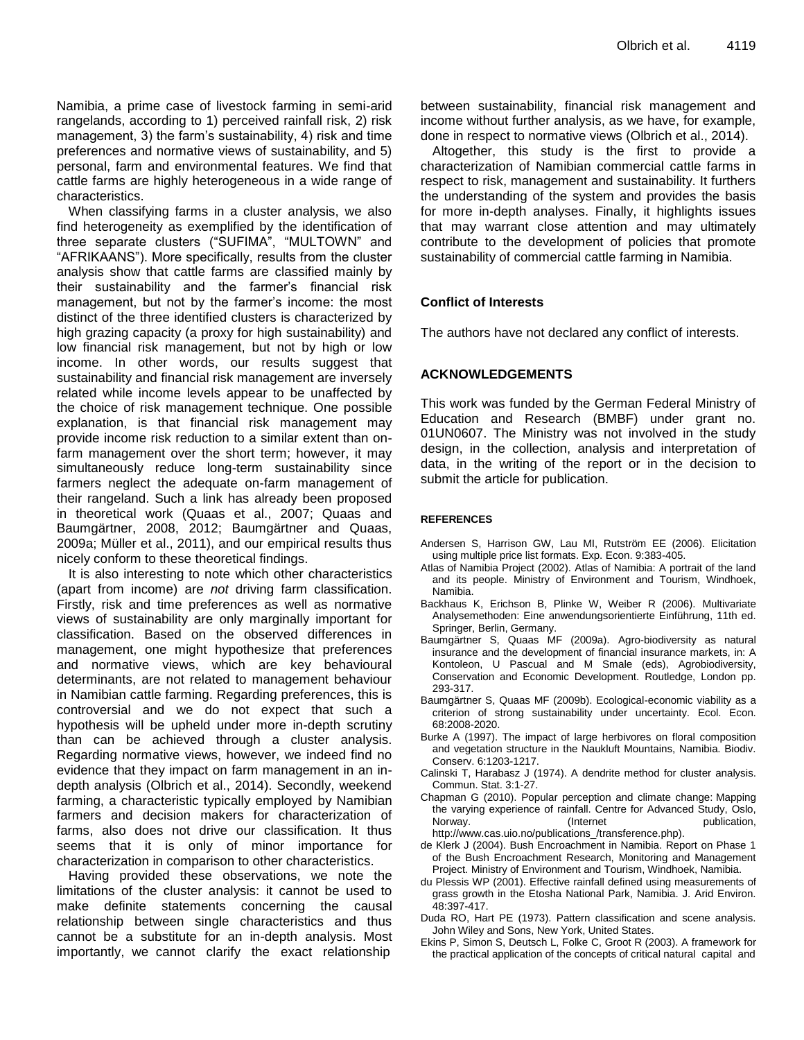Namibia, a prime case of livestock farming in semi-arid rangelands, according to 1) perceived rainfall risk, 2) risk management, 3) the farm's sustainability, 4) risk and time preferences and normative views of sustainability, and 5) personal, farm and environmental features. We find that cattle farms are highly heterogeneous in a wide range of characteristics.

When classifying farms in a cluster analysis, we also find heterogeneity as exemplified by the identification of three separate clusters ("SUFIMA", "MULTOWN" and "AFRIKAANS"). More specifically, results from the cluster analysis show that cattle farms are classified mainly by their sustainability and the farmer's financial risk management, but not by the farmer's income: the most distinct of the three identified clusters is characterized by high grazing capacity (a proxy for high sustainability) and low financial risk management, but not by high or low income. In other words, our results suggest that sustainability and financial risk management are inversely related while income levels appear to be unaffected by the choice of risk management technique. One possible explanation, is that financial risk management may provide income risk reduction to a similar extent than on-farm management over the short term; however, it may simultaneously reduce long-term sustainability since farmers neglect the adequate on-farm management of their rangeland. Such a link has already been proposed in theoretical work (Quaas et al., 2007; Quaas and Baumgärtner, 2008, 2012; Baumgärtner and Quaas, 2009a; Müller et al., 2011), and our empirical results thus nicely conform to these theoretical findings.

It is also interesting to note which other characteristics (apart from income) are *not* driving farm classification. Firstly, risk and time preferences as well as normative views of sustainability are only marginally important for classification. Based on the observed differences in management, one might hypothesize that preferences and normative views, which are key behavioural determinants, are not related to management behaviour in Namibian cattle farming. Regarding preferences, this is controversial and we do not expect that such a hypothesis will be upheld under more in-depth scrutiny than can be achieved through a cluster analysis. Regarding normative views, however, we indeed find no evidence that they impact on farm management in an in-depth analysis (Olbrich et al., 2014). Secondly, weekend farming, a characteristic typically employed by Namibian farmers and decision makers for characterization of farms, also does not drive our classification. It thus seems that it is only of minor importance for characterization in comparison to other characteristics.

Having provided these observations, we note the limitations of the cluster analysis: it cannot be used to make definite statements concerning the causal relationship between single characteristics and thus cannot be a substitute for an in-depth analysis. Most importantly, we cannot clarify the exact relationship between sustainability, financial risk management and income without further analysis, as we have, for example, done in respect to normative views (Olbrich et al., 2014).

Altogether, this study is the first to provide a characterization of Namibian commercial cattle farms in respect to risk, management and sustainability. It furthers the understanding of the system and provides the basis for more in-depth analyses. Finally, it highlights issues that may warrant close attention and may ultimately contribute to the development of policies that promote sustainability of commercial cattle farming in Namibia.

## Conflict of Interests

The authors have not declared any conflict of interests.

## ACKNOWLEDGEMENTS

This work was funded by the German Federal Ministry of Education and Research (BMBF) under grant no. 01UN0607. The Ministry was not involved in the study design, in the collection, analysis and interpretation of data, in the writing of the report or in the decision to submit the article for publication.

## REFERENCES

Andersen S, Harrison GW, Lau MI, Rutström EE (2006). Elicitation using multiple price list formats. Exp. Econ. 9:383-405.

Atlas of Namibia Project (2002). Atlas of Namibia: A portrait of the land and its people. Ministry of Environment and Tourism, Windhoek, Namibia.

Backhaus K, Erichson B, Plinke W, Weiber R (2006). Multivariate Analysemethoden: Eine anwendungsorientierte Einführung, 11th ed. Springer, Berlin, Germany.

Baumgärtner S, Quaas MF (2009a). Agro-biodiversity as natural insurance and the development of financial insurance markets, in: A Kontoleon, U Pascual and M Smale (eds), Agrobiodiversity, Conservation and Economic Development. Routledge, London pp. 293-317.

Baumgärtner S, Quaas MF (2009b). Ecological-economic viability as a criterion of strong sustainability under uncertainty. Ecol. Econ. 68:2008-2020.

Burke A (1997). The impact of large herbivores on floral composition and vegetation structure in the Naukluft Mountains, Namibia. Biodiv. Conserv. 6:1203-1217.

Calinski T, Harabasz J (1974). A dendrite method for cluster analysis. Commun. Stat. 3:1-27.

Chapman G (2010). Popular perception and climate change: Mapping the varying experience of rainfall. Centre for Advanced Study, Oslo, Norway. (Internet publication, http://www.cas.uio.no/publications_/transference.php).

de Klerk J (2004). Bush Encroachment in Namibia. Report on Phase 1 of the Bush Encroachment Research, Monitoring and Management Project. Ministry of Environment and Tourism, Windhoek, Namibia.

du Plessis WP (2001). Effective rainfall defined using measurements of grass growth in the Etosha National Park, Namibia. J. Arid Environ. 48:397-417.

Duda RO, Hart PE (1973). Pattern classification and scene analysis. John Wiley and Sons, New York, United States.

Ekins P, Simon S, Deutsch L, Folke C, Groot R (2003). A framework for the practical application of the concepts of critical natural capital and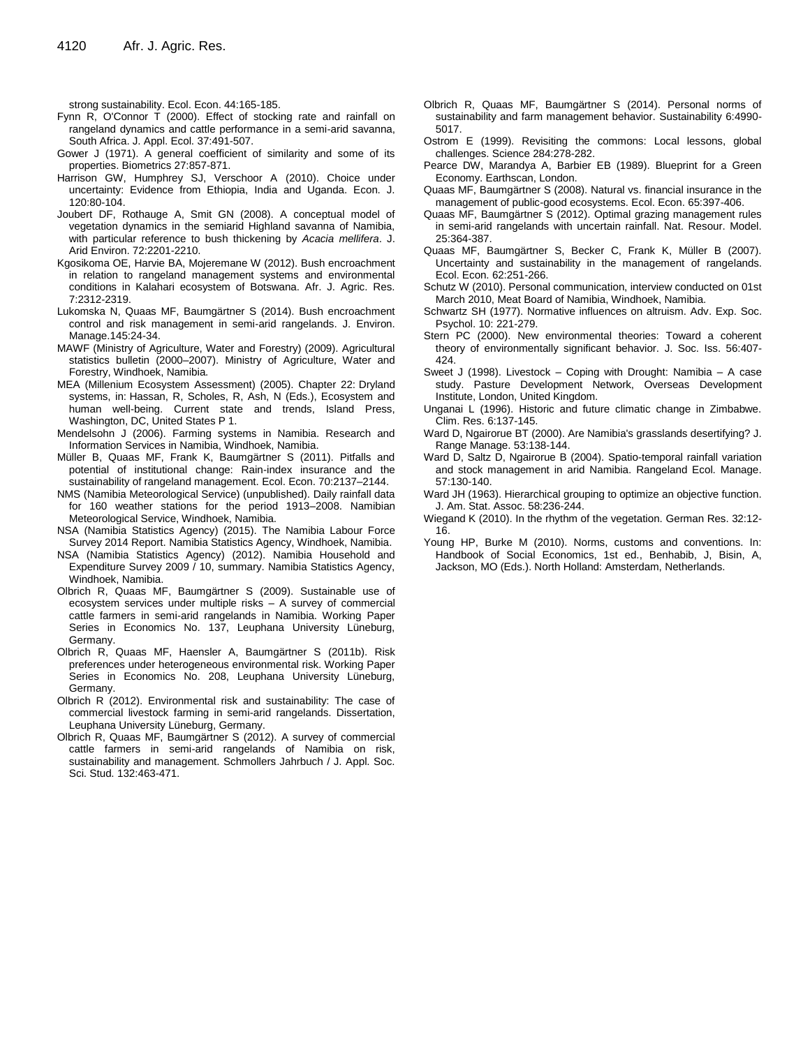strong sustainability. Ecol. Econ. 44:165-185.

Fynn R, O'Connor T (2000). Effect of stocking rate and rainfall on rangeland dynamics and cattle performance in a semi-arid savanna, South Africa. J. Appl. Ecol. 37:491-507.

Gower J (1971). A general coefficient of similarity and some of its properties. Biometrics 27:857-871.

Harrison GW, Humphrey SJ, Verschoor A (2010). Choice under uncertainty: Evidence from Ethiopia, India and Uganda. Econ. J. 120:80-104.

Joubert DF, Rothauge A, Smit GN (2008). A conceptual model of vegetation dynamics in the semiarid Highland savanna of Namibia, with particular reference to bush thickening by *Acacia mellifera*. J. Arid Environ. 72:2201-2210.

Kgosikoma OE, Harvie BA, Mojeremane W (2012). Bush encroachment in relation to rangeland management systems and environmental conditions in Kalahari ecosystem of Botswana. Afr. J. Agric. Res. 7:2312-2319.

Lukomska N, Quaas MF, Baumgärtner S (2014). Bush encroachment control and risk management in semi-arid rangelands. J. Environ. Manage.145:24-34.

MAWF (Ministry of Agriculture, Water and Forestry) (2009). Agricultural statistics bulletin (2000–2007). Ministry of Agriculture, Water and Forestry, Windhoek, Namibia.

MEA (Millenium Ecosystem Assessment) (2005). Chapter 22: Dryland systems, in: Hassan, R, Scholes, R, Ash, N (Eds.), Ecosystem and human well-being. Current state and trends, Island Press, Washington, DC, United States P 1.

Mendelsohn J (2006). Farming systems in Namibia. Research and Information Services in Namibia, Windhoek, Namibia.

Müller B, Quaas MF, Frank K, Baumgärtner S (2011). Pitfalls and potential of institutional change: Rain-index insurance and the sustainability of rangeland management. Ecol. Econ. 70:2137–2144.

NMS (Namibia Meteorological Service) (unpublished). Daily rainfall data for 160 weather stations for the period 1913–2008. Namibian Meteorological Service, Windhoek, Namibia.

NSA (Namibia Statistics Agency) (2015). The Namibia Labour Force Survey 2014 Report. Namibia Statistics Agency, Windhoek, Namibia.

NSA (Namibia Statistics Agency) (2012). Namibia Household and Expenditure Survey 2009 / 10, summary. Namibia Statistics Agency, Windhoek, Namibia.

Olbrich R, Quaas MF, Baumgärtner S (2009). Sustainable use of ecosystem services under multiple risks – A survey of commercial cattle farmers in semi-arid rangelands in Namibia. Working Paper Series in Economics No. 137, Leuphana University Lüneburg, Germany.

Olbrich R, Quaas MF, Haensler A, Baumgärtner S (2011b). Risk preferences under heterogeneous environmental risk. Working Paper Series in Economics No. 208, Leuphana University Lüneburg, Germany.

Olbrich R (2012). Environmental risk and sustainability: The case of commercial livestock farming in semi-arid rangelands. Dissertation, Leuphana University Lüneburg, Germany.

Olbrich R, Quaas MF, Baumgärtner S (2012). A survey of commercial cattle farmers in semi-arid rangelands of Namibia on risk, sustainability and management. Schmollers Jahrbuch / J. Appl. Soc. Sci. Stud. 132:463-471.

Olbrich R, Quaas MF, Baumgärtner S (2014). Personal norms of sustainability and farm management behavior. Sustainability 6:4990-5017.

Ostrom E (1999). Revisiting the commons: Local lessons, global challenges. Science 284:278-282.

Pearce DW, Marandya A, Barbier EB (1989). Blueprint for a Green Economy. Earthscan, London.

Quaas MF, Baumgärtner S (2008). Natural vs. financial insurance in the management of public-good ecosystems. Ecol. Econ. 65:397-406.

Quaas MF, Baumgärtner S (2012). Optimal grazing management rules in semi-arid rangelands with uncertain rainfall. Nat. Resour. Model. 25:364-387.

Quaas MF, Baumgärtner S, Becker C, Frank K, Müller B (2007). Uncertainty and sustainability in the management of rangelands. Ecol. Econ. 62:251-266.

Schutz W (2010). Personal communication, interview conducted on 01st March 2010, Meat Board of Namibia, Windhoek, Namibia.

Schwartz SH (1977). Normative influences on altruism. Adv. Exp. Soc. Psychol. 10: 221-279.

Stern PC (2000). New environmental theories: Toward a coherent theory of environmentally significant behavior. J. Soc. Iss. 56:407-424.

Sweet J (1998). Livestock – Coping with Drought: Namibia – A case study. Pasture Development Network, Overseas Development Institute, London, United Kingdom.

Unganai L (1996). Historic and future climatic change in Zimbabwe. Clim. Res. 6:137-145.

Ward D, Ngairorue BT (2000). Are Namibia's grasslands desertifying? J. Range Manage. 53:138-144.

Ward D, Saltz D, Ngairorue B (2004). Spatio-temporal rainfall variation and stock management in arid Namibia. Rangeland Ecol. Manage. 57:130-140.

Ward JH (1963). Hierarchical grouping to optimize an objective function. J. Am. Stat. Assoc. 58:236-244.

Wiegand K (2010). In the rhythm of the vegetation. German Res. 32:12-16.

Young HP, Burke M (2010). Norms, customs and conventions. In: Handbook of Social Economics, 1st ed., Benhabib, J, Bisin, A, Jackson, MO (Eds.). North Holland: Amsterdam, Netherlands.